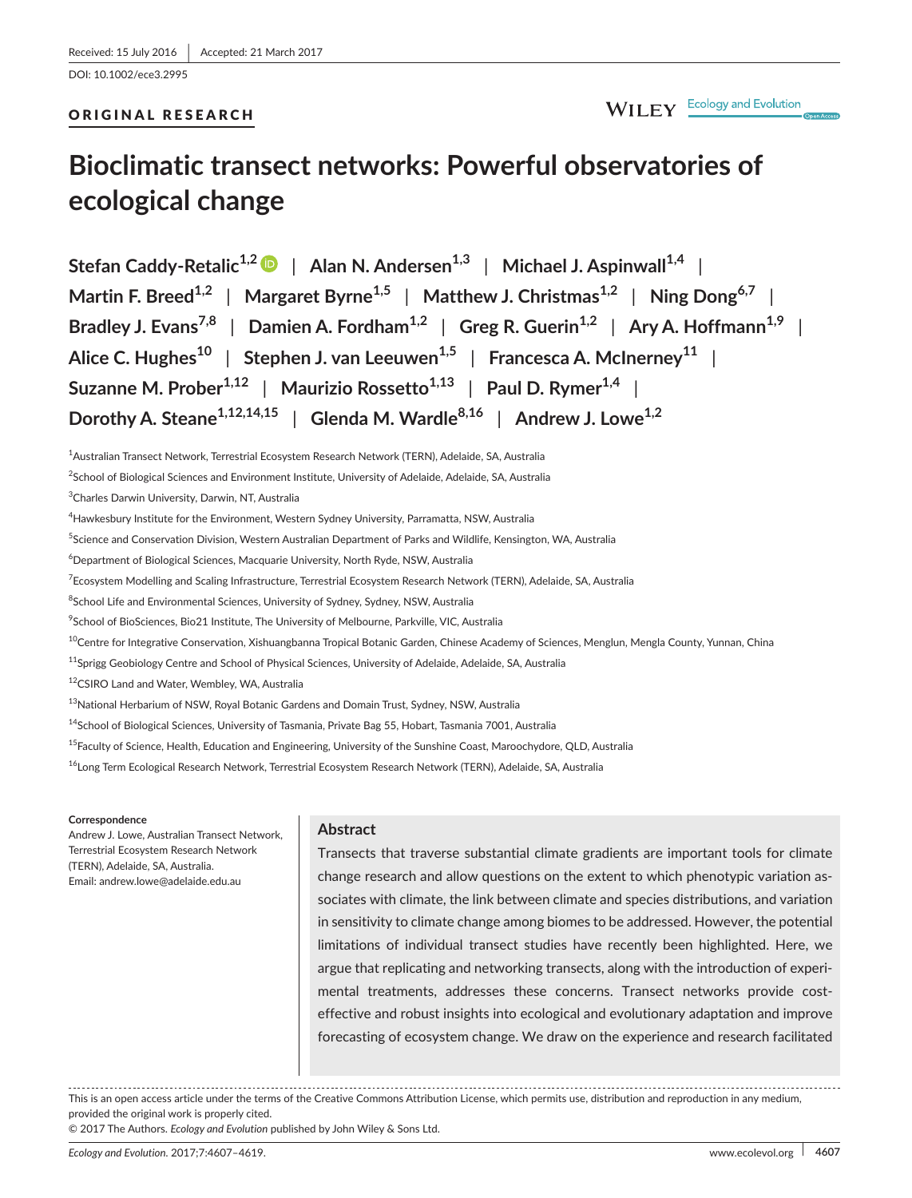Received: 15 July 2016 | Accepted: 21 March 2017

DOI: 10.1002/ece3.2995

ORIGINAL RESEARCH

# Bioclimatic transect networks: Powerful observatories of ecological change

**Stefan Caddy-Retalic[1,2] | Alan N. Andersen[1,3] | Michael J. Aspinwall[1,4] | Martin F. Breed[1,2] | Margaret Byrne[1,5] | Matthew J. Christmas[1,2] | Ning Dong[6,7] | Bradley J. Evans[7,8] | Damien A. Fordham[1,2] | Greg R. Guerin[1,2] | Ary A. Hoffmann[1,9] | Alice C. Hughes[10] | Stephen J. van Leeuwen[1,5] | Francesca A. McInerney[11] | Suzanne M. Prober[1,12] | Maurizio Rossetto[1,13] | Paul D. Rymer[1,4] | Dorothy A. Steane[1,12,14,15] | Glenda M. Wardle[8,16] | Andrew J. Lowe[1,2]**

[1]Australian Transect Network, Terrestrial Ecosystem Research Network (TERN), Adelaide, SA, Australia

[2]School of Biological Sciences and Environment Institute, University of Adelaide, Adelaide, SA, Australia

[3]Charles Darwin University, Darwin, NT, Australia

[4]Hawkesbury Institute for the Environment, Western Sydney University, Parramatta, NSW, Australia

[5]Science and Conservation Division, Western Australian Department of Parks and Wildlife, Kensington, WA, Australia

[6]Department of Biological Sciences, Macquarie University, North Ryde, NSW, Australia

[7]Ecosystem Modelling and Scaling Infrastructure, Terrestrial Ecosystem Research Network (TERN), Adelaide, SA, Australia

[8]School Life and Environmental Sciences, University of Sydney, Sydney, NSW, Australia

[9]School of BioSciences, Bio21 Institute, The University of Melbourne, Parkville, VIC, Australia

[10]Centre for Integrative Conservation, Xishuangbanna Tropical Botanic Garden, Chinese Academy of Sciences, Menglun, Mengla County, Yunnan, China

[11]Sprigg Geobiology Centre and School of Physical Sciences, University of Adelaide, Adelaide, SA, Australia

[12]CSIRO Land and Water, Wembley, WA, Australia

[13]National Herbarium of NSW, Royal Botanic Gardens and Domain Trust, Sydney, NSW, Australia

[14]School of Biological Sciences, University of Tasmania, Private Bag 55, Hobart, Tasmania 7001, Australia

[15]Faculty of Science, Health, Education and Engineering, University of the Sunshine Coast, Maroochydore, QLD, Australia

[16]Long Term Ecological Research Network, Terrestrial Ecosystem Research Network (TERN), Adelaide, SA, Australia

**Correspondence**
Andrew J. Lowe, Australian Transect Network, Terrestrial Ecosystem Research Network (TERN), Adelaide, SA, Australia.
Email: andrew.lowe@adelaide.edu.au

## Abstract

Transects that traverse substantial climate gradients are important tools for climate change research and allow questions on the extent to which phenotypic variation associates with climate, the link between climate and species distributions, and variation in sensitivity to climate change among biomes to be addressed. However, the potential limitations of individual transect studies have recently been highlighted. Here, we argue that replicating and networking transects, along with the introduction of experimental treatments, addresses these concerns. Transect networks provide cost-effective and robust insights into ecological and evolutionary adaptation and improve forecasting of ecosystem change. We draw on the experience and research facilitated

This is an open access article under the terms of the Creative Commons Attribution License, which permits use, distribution and reproduction in any medium, provided the original work is properly cited.

© 2017 The Authors. *Ecology and Evolution* published by John Wiley & Sons Ltd.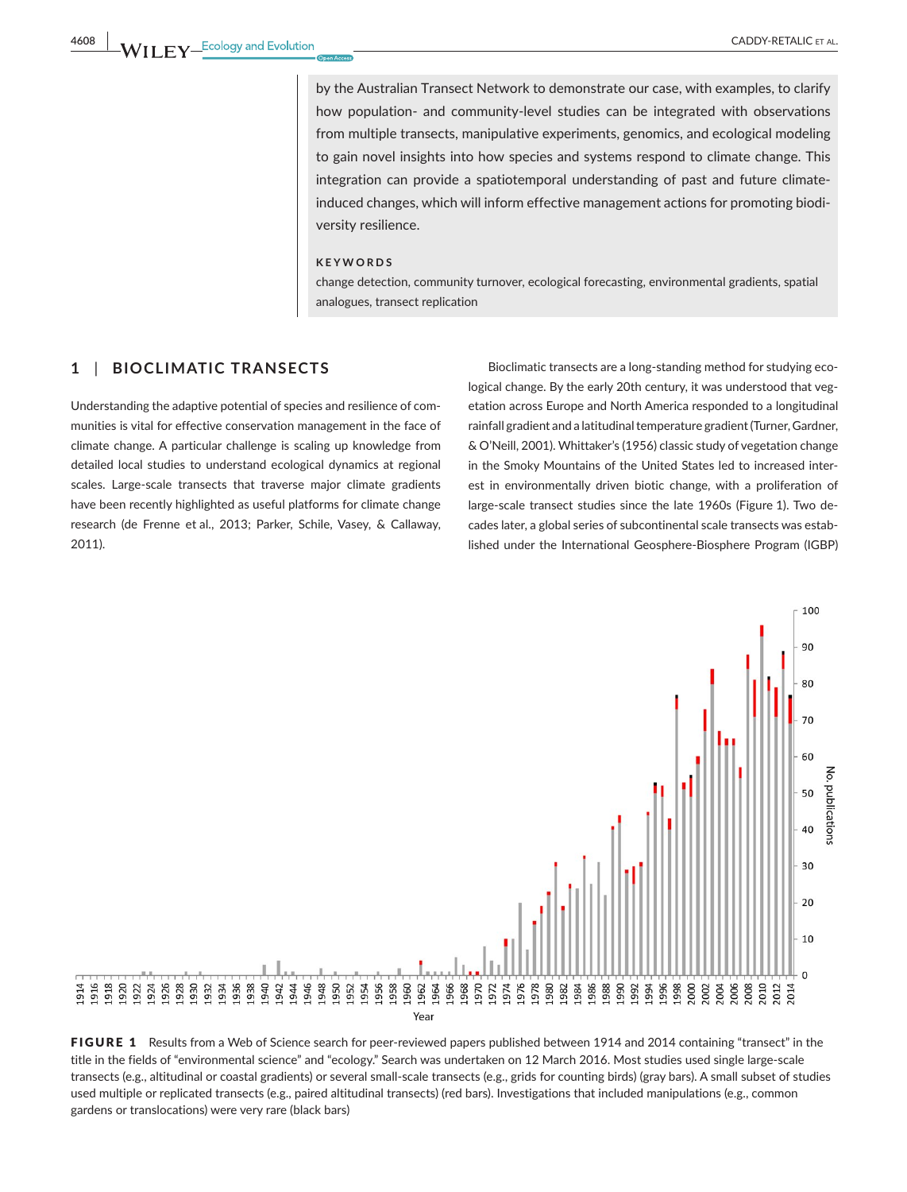by the Australian Transect Network to demonstrate our case, with examples, to clarify how population- and community-level studies can be integrated with observations from multiple transects, manipulative experiments, genomics, and ecological modeling to gain novel insights into how species and systems respond to climate change. This integration can provide a spatiotemporal understanding of past and future climate-induced changes, which will inform effective management actions for promoting biodiversity resilience.

**KEYWORDS**

change detection, community turnover, ecological forecasting, environmental gradients, spatial analogues, transect replication

## 1 | BIOCLIMATIC TRANSECTS

Understanding the adaptive potential of species and resilience of communities is vital for effective conservation management in the face of climate change. A particular challenge is scaling up knowledge from detailed local studies to understand ecological dynamics at regional scales. Large-scale transects that traverse major climate gradients have been recently highlighted as useful platforms for climate change research (de Frenne et al., 2013; Parker, Schile, Vasey, & Callaway, 2011).

Bioclimatic transects are a long-standing method for studying ecological change. By the early 20th century, it was understood that vegetation across Europe and North America responded to a longitudinal rainfall gradient and a latitudinal temperature gradient (Turner, Gardner, & O'Neill, 2001). Whittaker's (1956) classic study of vegetation change in the Smoky Mountains of the United States led to increased interest in environmentally driven biotic change, with a proliferation of large-scale transect studies since the late 1960s (Figure 1). Two decades later, a global series of subcontinental scale transects was established under the International Geosphere-Biosphere Program (IGBP)

**FIGURE 1** Results from a Web of Science search for peer-reviewed papers published between 1914 and 2014 containing "transect" in the title in the fields of "environmental science" and "ecology." Search was undertaken on 12 March 2016. Most studies used single large-scale transects (e.g., altitudinal or coastal gradients) or several small-scale transects (e.g., grids for counting birds) (gray bars). A small subset of studies used multiple or replicated transects (e.g., paired altitudinal transects) (red bars). Investigations that included manipulations (e.g., common gardens or translocations) were very rare (black bars)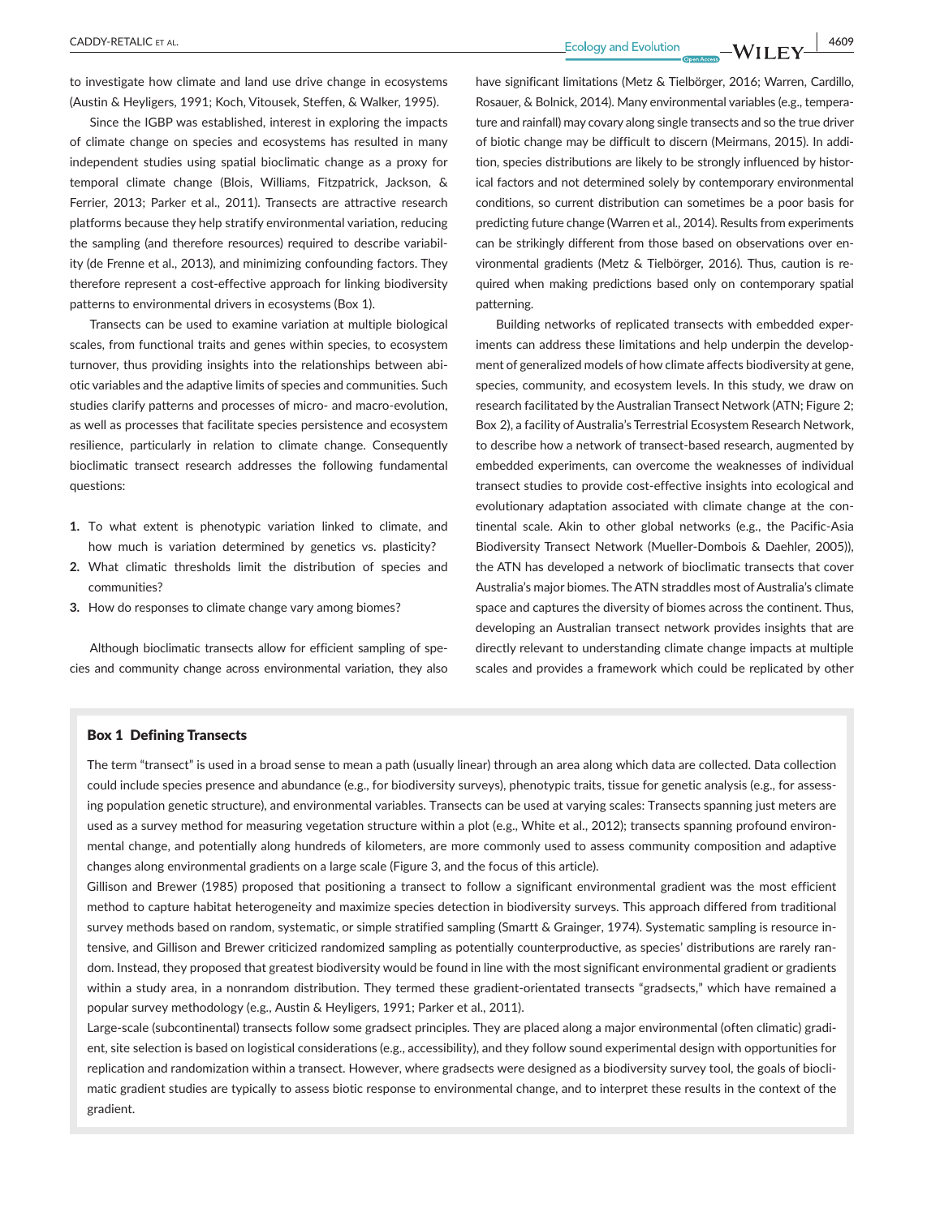to investigate how climate and land use drive change in ecosystems (Austin & Heyligers, 1991; Koch, Vitousek, Steffen, & Walker, 1995).

Since the IGBP was established, interest in exploring the impacts of climate change on species and ecosystems has resulted in many independent studies using spatial bioclimatic change as a proxy for temporal climate change (Blois, Williams, Fitzpatrick, Jackson, & Ferrier, 2013; Parker et al., 2011). Transects are attractive research platforms because they help stratify environmental variation, reducing the sampling (and therefore resources) required to describe variability (de Frenne et al., 2013), and minimizing confounding factors. They therefore represent a cost-effective approach for linking biodiversity patterns to environmental drivers in ecosystems (Box 1).

Transects can be used to examine variation at multiple biological scales, from functional traits and genes within species, to ecosystem turnover, thus providing insights into the relationships between abiotic variables and the adaptive limits of species and communities. Such studies clarify patterns and processes of micro- and macro-evolution, as well as processes that facilitate species persistence and ecosystem resilience, particularly in relation to climate change. Consequently bioclimatic transect research addresses the following fundamental questions:

1. To what extent is phenotypic variation linked to climate, and how much is variation determined by genetics vs. plasticity?
2. What climatic thresholds limit the distribution of species and communities?
3. How do responses to climate change vary among biomes?

Although bioclimatic transects allow for efficient sampling of species and community change across environmental variation, they also have significant limitations (Metz & Tielbörger, 2016; Warren, Cardillo, Rosauer, & Bolnick, 2014). Many environmental variables (e.g., temperature and rainfall) may covary along single transects and so the true driver of biotic change may be difficult to discern (Meirmans, 2015). In addition, species distributions are likely to be strongly influenced by historical factors and not determined solely by contemporary environmental conditions, so current distribution can sometimes be a poor basis for predicting future change (Warren et al., 2014). Results from experiments can be strikingly different from those based on observations over environmental gradients (Metz & Tielbörger, 2016). Thus, caution is required when making predictions based only on contemporary spatial patterning.

Building networks of replicated transects with embedded experiments can address these limitations and help underpin the development of generalized models of how climate affects biodiversity at gene, species, community, and ecosystem levels. In this study, we draw on research facilitated by the Australian Transect Network (ATN; Figure 2; Box 2), a facility of Australia's Terrestrial Ecosystem Research Network, to describe how a network of transect-based research, augmented by embedded experiments, can overcome the weaknesses of individual transect studies to provide cost-effective insights into ecological and evolutionary adaptation associated with climate change at the continental scale. Akin to other global networks (e.g., the Pacific-Asia Biodiversity Transect Network (Mueller-Dombois & Daehler, 2005)), the ATN has developed a network of bioclimatic transects that cover Australia's major biomes. The ATN straddles most of Australia's climate space and captures the diversity of biomes across the continent. Thus, developing an Australian transect network provides insights that are directly relevant to understanding climate change impacts at multiple scales and provides a framework which could be replicated by other

### Box 1 Defining Transects

The term "transect" is used in a broad sense to mean a path (usually linear) through an area along which data are collected. Data collection could include species presence and abundance (e.g., for biodiversity surveys), phenotypic traits, tissue for genetic analysis (e.g., for assessing population genetic structure), and environmental variables. Transects can be used at varying scales: Transects spanning just meters are used as a survey method for measuring vegetation structure within a plot (e.g., White et al., 2012); transects spanning profound environmental change, and potentially along hundreds of kilometers, are more commonly used to assess community composition and adaptive changes along environmental gradients on a large scale (Figure 3, and the focus of this article).

Gillison and Brewer (1985) proposed that positioning a transect to follow a significant environmental gradient was the most efficient method to capture habitat heterogeneity and maximize species detection in biodiversity surveys. This approach differed from traditional survey methods based on random, systematic, or simple stratified sampling (Smartt & Grainger, 1974). Systematic sampling is resource intensive, and Gillison and Brewer criticized randomized sampling as potentially counterproductive, as species' distributions are rarely random. Instead, they proposed that greatest biodiversity would be found in line with the most significant environmental gradient or gradients within a study area, in a nonrandom distribution. They termed these gradient-orientated transects "gradsects," which have remained a popular survey methodology (e.g., Austin & Heyligers, 1991; Parker et al., 2011).

Large-scale (subcontinental) transects follow some gradsect principles. They are placed along a major environmental (often climatic) gradient, site selection is based on logistical considerations (e.g., accessibility), and they follow sound experimental design with opportunities for replication and randomization within a transect. However, where gradsects were designed as a biodiversity survey tool, the goals of bioclimatic gradient studies are typically to assess biotic response to environmental change, and to interpret these results in the context of the gradient.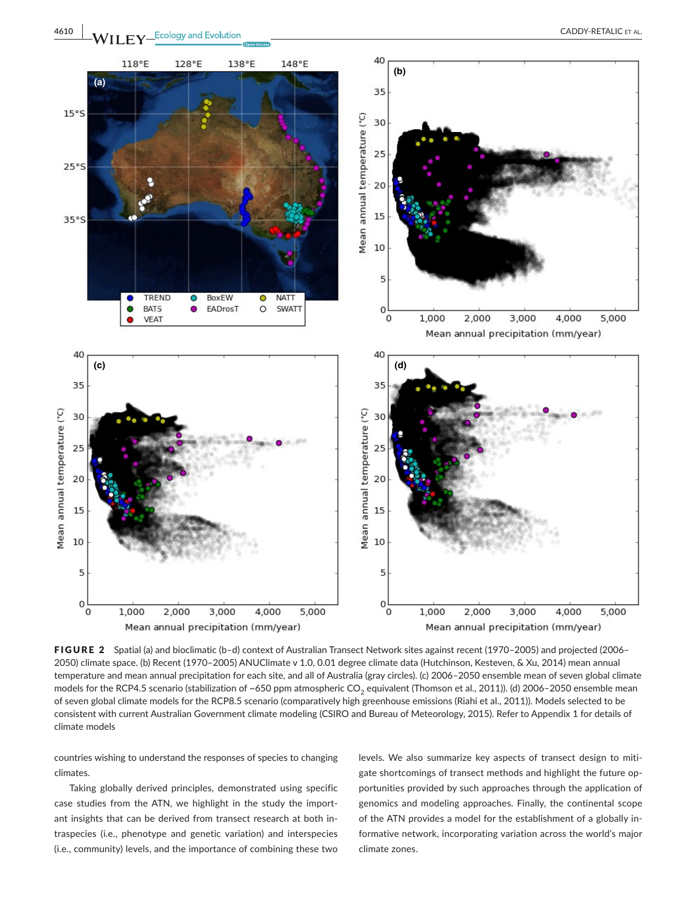**FIGURE 2** Spatial (a) and bioclimatic (b–d) context of Australian Transect Network sites against recent (1970–2005) and projected (2006–2050) climate space. (b) Recent (1970–2005) ANUClimate v 1.0, 0.01 degree climate data (Hutchinson, Kesteven, & Xu, 2014) mean annual temperature and mean annual precipitation for each site, and all of Australia (gray circles). (c) 2006–2050 ensemble mean of seven global climate models for the RCP4.5 scenario (stabilization of ~650 ppm atmospheric $CO_2$ equivalent (Thomson et al., 2011)). (d) 2006–2050 ensemble mean of seven global climate models for the RCP8.5 scenario (comparatively high greenhouse emissions (Riahi et al., 2011)). Models selected to be consistent with current Australian Government climate modeling (CSIRO and Bureau of Meteorology, 2015). Refer to Appendix 1 for details of climate models

countries wishing to understand the responses of species to changing climates.

Taking globally derived principles, demonstrated using specific case studies from the ATN, we highlight in the study the important insights that can be derived from transect research at both intraspecies (i.e., phenotype and genetic variation) and interspecies (i.e., community) levels, and the importance of combining these two levels. We also summarize key aspects of transect design to mitigate shortcomings of transect methods and highlight the future opportunities provided by such approaches through the application of genomics and modeling approaches. Finally, the continental scope of the ATN provides a model for the establishment of a globally informative network, incorporating variation across the world's major climate zones.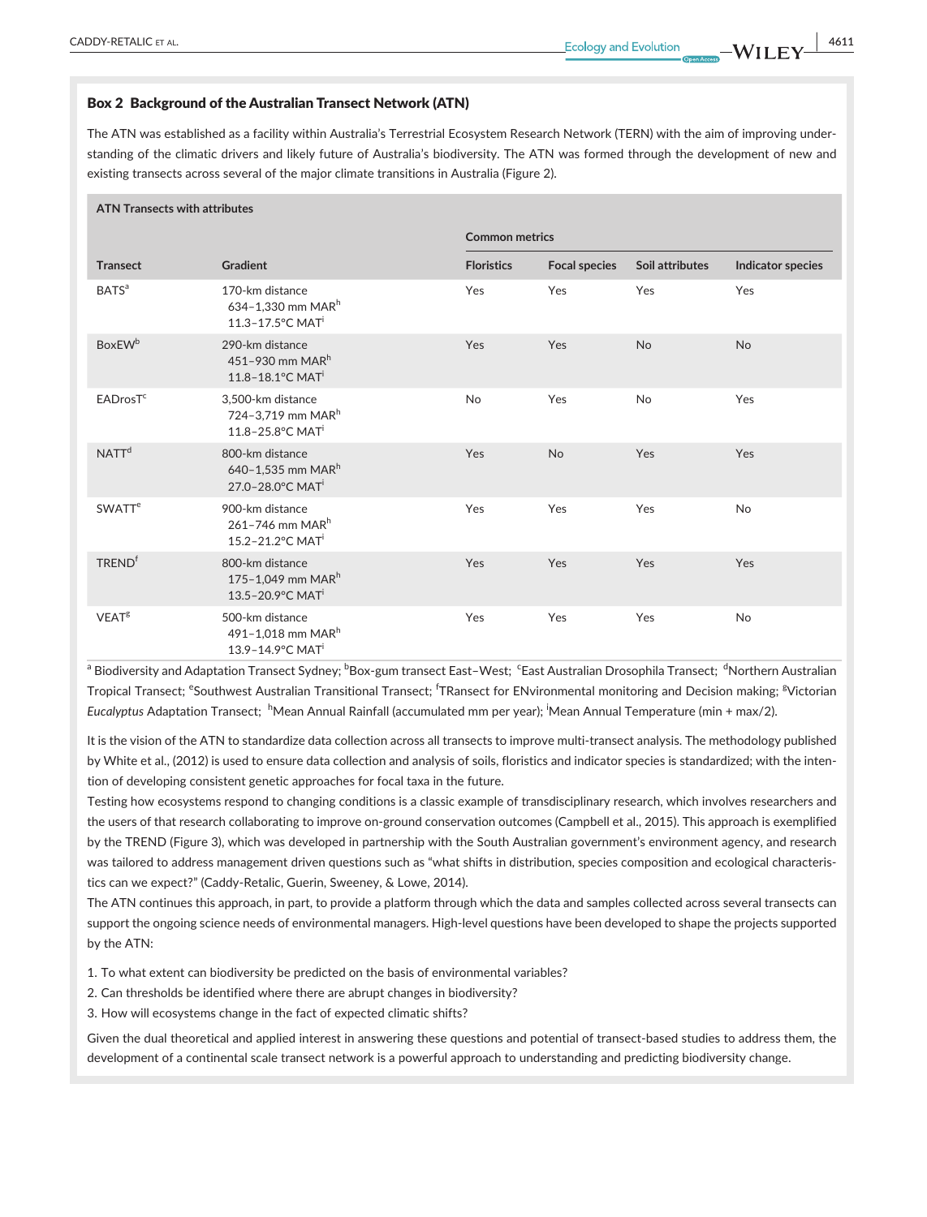### Box 2 Background of the Australian Transect Network (ATN)

The ATN was established as a facility within Australia's Terrestrial Ecosystem Research Network (TERN) with the aim of improving understanding of the climatic drivers and likely future of Australia's biodiversity. The ATN was formed through the development of new and existing transects across several of the major climate transitions in Australia (Figure 2).

**ATN Transects with attributes**

| Transect | Gradient | Common metrics | | | |
|---|---|---|---|---|---|
| | | Floristics | Focal species | Soil attributes | Indicator species |
| BATS[a] | 170-km distance<br>634–1,330 mm MAR[h]<br>11.3–17.5°C MAT[i] | Yes | Yes | Yes | Yes |
| BoxEW[b] | 290-km distance<br>451–930 mm MAR[h]<br>11.8–18.1°C MAT[i] | Yes | Yes | No | No |
| EADrosT[c] | 3,500-km distance<br>724–3,719 mm MAR[h]<br>11.8–25.8°C MAT[i] | No | Yes | No | Yes |
| NATT[d] | 800-km distance<br>640–1,535 mm MAR[h]<br>27.0–28.0°C MAT[i] | Yes | No | Yes | Yes |
| SWATT[e] | 900-km distance<br>261–746 mm MAR[h]<br>15.2–21.2°C MAT[i] | Yes | Yes | Yes | No |
| TREND[f] | 800-km distance<br>175–1,049 mm MAR[h]<br>13.5–20.9°C MAT[i] | Yes | Yes | Yes | Yes |
| VEAT[g] | 500-km distance<br>491–1,018 mm MAR[h]<br>13.9–14.9°C MAT[i] | Yes | Yes | Yes | No |

[a] Biodiversity and Adaptation Transect Sydney; [b]Box-gum transect East–West; [c]East Australian Drosophila Transect; [d]Northern Australian Tropical Transect; [e]Southwest Australian Transitional Transect; [f]TRansect for ENvironmental monitoring and Decision making; [g]Victorian *Eucalyptus* Adaptation Transect; [h]Mean Annual Rainfall (accumulated mm per year); [i]Mean Annual Temperature (min + max/2).

It is the vision of the ATN to standardize data collection across all transects to improve multi-transect analysis. The methodology published by White et al., (2012) is used to ensure data collection and analysis of soils, floristics and indicator species is standardized; with the intention of developing consistent genetic approaches for focal taxa in the future.

Testing how ecosystems respond to changing conditions is a classic example of transdisciplinary research, which involves researchers and the users of that research collaborating to improve on-ground conservation outcomes (Campbell et al., 2015). This approach is exemplified by the TREND (Figure 3), which was developed in partnership with the South Australian government's environment agency, and research was tailored to address management driven questions such as "what shifts in distribution, species composition and ecological characteristics can we expect?" (Caddy-Retalic, Guerin, Sweeney, & Lowe, 2014).

The ATN continues this approach, in part, to provide a platform through which the data and samples collected across several transects can support the ongoing science needs of environmental managers. High-level questions have been developed to shape the projects supported by the ATN:

1. To what extent can biodiversity be predicted on the basis of environmental variables?
2. Can thresholds be identified where there are abrupt changes in biodiversity?
3. How will ecosystems change in the fact of expected climatic shifts?

Given the dual theoretical and applied interest in answering these questions and potential of transect-based studies to address them, the development of a continental scale transect network is a powerful approach to understanding and predicting biodiversity change.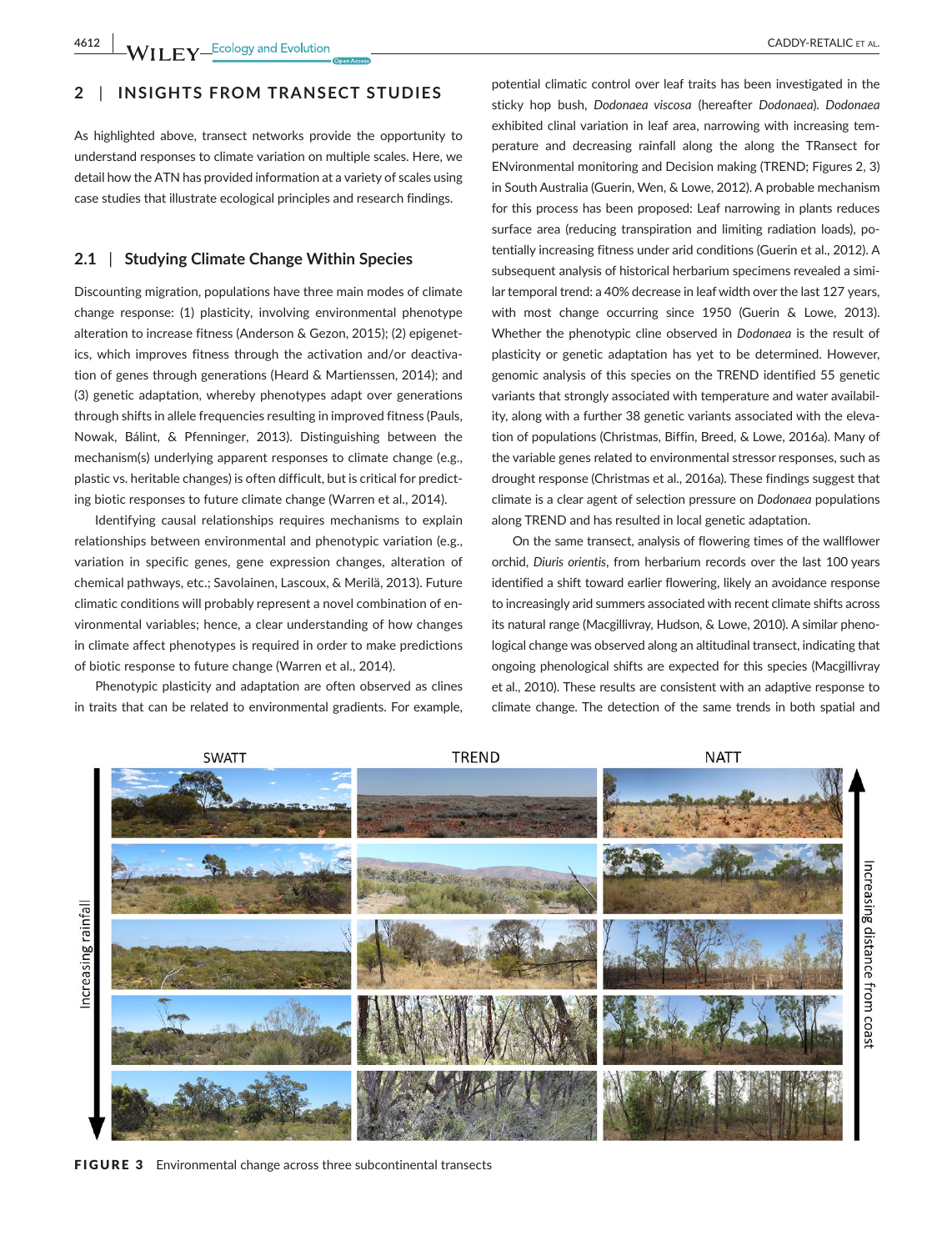## 2 | INSIGHTS FROM TRANSECT STUDIES

As highlighted above, transect networks provide the opportunity to understand responses to climate variation on multiple scales. Here, we detail how the ATN has provided information at a variety of scales using case studies that illustrate ecological principles and research findings.

### 2.1 | Studying Climate Change Within Species

Discounting migration, populations have three main modes of climate change response: (1) plasticity, involving environmental phenotype alteration to increase fitness (Anderson & Gezon, 2015); (2) epigenetics, which improves fitness through the activation and/or deactivation of genes through generations (Heard & Martienssen, 2014); and (3) genetic adaptation, whereby phenotypes adapt over generations through shifts in allele frequencies resulting in improved fitness (Pauls, Nowak, Bálint, & Pfenninger, 2013). Distinguishing between the mechanism(s) underlying apparent responses to climate change (e.g., plastic vs. heritable changes) is often difficult, but is critical for predicting biotic responses to future climate change (Warren et al., 2014).

Identifying causal relationships requires mechanisms to explain relationships between environmental and phenotypic variation (e.g., variation in specific genes, gene expression changes, alteration of chemical pathways, etc.; Savolainen, Lascoux, & Merilä, 2013). Future climatic conditions will probably represent a novel combination of environmental variables; hence, a clear understanding of how changes in climate affect phenotypes is required in order to make predictions of biotic response to future change (Warren et al., 2014).

Phenotypic plasticity and adaptation are often observed as clines in traits that can be related to environmental gradients. For example, potential climatic control over leaf traits has been investigated in the sticky hop bush, *Dodonaea viscosa* (hereafter *Dodonaea*). *Dodonaea* exhibited clinal variation in leaf area, narrowing with increasing temperature and decreasing rainfall along the along the TRansect for ENvironmental monitoring and Decision making (TREND; Figures 2, 3) in South Australia (Guerin, Wen, & Lowe, 2012). A probable mechanism for this process has been proposed: Leaf narrowing in plants reduces surface area (reducing transpiration and limiting radiation loads), potentially increasing fitness under arid conditions (Guerin et al., 2012). A subsequent analysis of historical herbarium specimens revealed a similar temporal trend: a 40% decrease in leaf width over the last 127 years, with most change occurring since 1950 (Guerin & Lowe, 2013). Whether the phenotypic cline observed in *Dodonaea* is the result of plasticity or genetic adaptation has yet to be determined. However, genomic analysis of this species on the TREND identified 55 genetic variants that strongly associated with temperature and water availability, along with a further 38 genetic variants associated with the elevation of populations (Christmas, Biffin, Breed, & Lowe, 2016a). Many of the variable genes related to environmental stressor responses, such as drought response (Christmas et al., 2016a). These findings suggest that climate is a clear agent of selection pressure on *Dodonaea* populations along TREND and has resulted in local genetic adaptation.

On the same transect, analysis of flowering times of the wallflower orchid, *Diuris orientis*, from herbarium records over the last 100 years identified a shift toward earlier flowering, likely an avoidance response to increasingly arid summers associated with recent climate shifts across its natural range (Macgillivray, Hudson, & Lowe, 2010). A similar phenological change was observed along an altitudinal transect, indicating that ongoing phenological shifts are expected for this species (Macgillivray et al., 2010). These results are consistent with an adaptive response to climate change. The detection of the same trends in both spatial and

**FIGURE 3** Environmental change across three subcontinental transects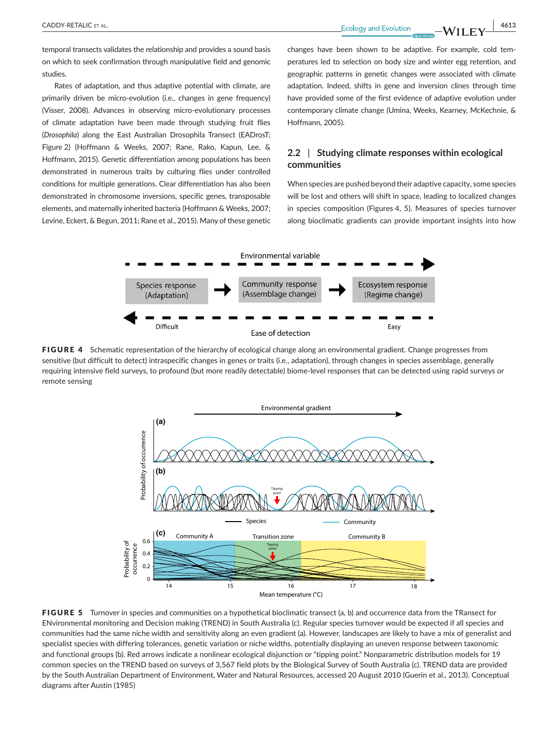temporal transects validates the relationship and provides a sound basis on which to seek confirmation through manipulative field and genomic studies.

Rates of adaptation, and thus adaptive potential with climate, are primarily driven be micro-evolution (i.e., changes in gene frequency) (Visser, 2008). Advances in observing micro-evolutionary processes of climate adaptation have been made through studying fruit flies (*Drosophila*) along the East Australian Drosophila Transect (EADrosT; Figure 2) (Hoffmann & Weeks, 2007; Rane, Rako, Kapun, Lee, & Hoffmann, 2015). Genetic differentiation among populations has been demonstrated in numerous traits by culturing flies under controlled conditions for multiple generations. Clear differentiation has also been demonstrated in chromosome inversions, specific genes, transposable elements, and maternally inherited bacteria (Hoffmann & Weeks, 2007; Levine, Eckert, & Begun, 2011; Rane et al., 2015). Many of these genetic changes have been shown to be adaptive. For example, cold temperatures led to selection on body size and winter egg retention, and geographic patterns in genetic changes were associated with climate adaptation. Indeed, shifts in gene and inversion clines through time have provided some of the first evidence of adaptive evolution under contemporary climate change (Umina, Weeks, Kearney, McKechnie, & Hoffmann, 2005).

## 2.2 | Studying climate responses within ecological communities

When species are pushed beyond their adaptive capacity, some species will be lost and others will shift in space, leading to localized changes in species composition (Figures 4, 5). Measures of species turnover along bioclimatic gradients can provide important insights into how

**FIGURE 4** Schematic representation of the hierarchy of ecological change along an environmental gradient. Change progresses from sensitive (but difficult to detect) intraspecific changes in genes or traits (i.e., adaptation), through changes in species assemblage, generally requiring intensive field surveys, to profound (but more readily detectable) biome-level responses that can be detected using rapid surveys or remote sensing

**FIGURE 5** Turnover in species and communities on a hypothetical bioclimatic transect (a, b) and occurrence data from the TRansect for ENvironmental monitoring and Decision making (TREND) in South Australia (c). Regular species turnover would be expected if all species and communities had the same niche width and sensitivity along an even gradient (a). However, landscapes are likely to have a mix of generalist and specialist species with differing tolerances, genetic variation or niche widths, potentially displaying an uneven response between taxonomic and functional groups (b). Red arrows indicate a nonlinear ecological disjunction or "tipping point." Nonparametric distribution models for 19 common species on the TREND based on surveys of 3,567 field plots by the Biological Survey of South Australia (c). TREND data are provided by the South Australian Department of Environment, Water and Natural Resources, accessed 20 August 2010 (Guerin et al., 2013). Conceptual diagrams after Austin (1985)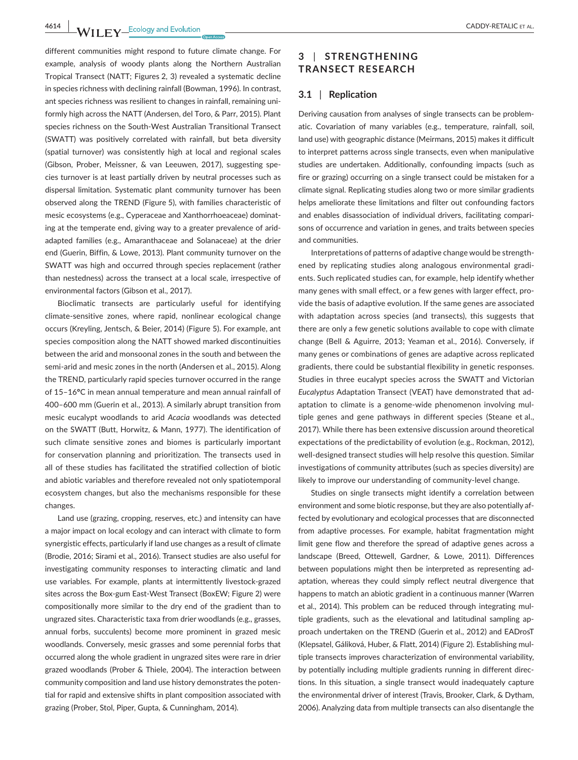different communities might respond to future climate change. For example, analysis of woody plants along the Northern Australian Tropical Transect (NATT; Figures 2, 3) revealed a systematic decline in species richness with declining rainfall (Bowman, 1996). In contrast, ant species richness was resilient to changes in rainfall, remaining uniformly high across the NATT (Andersen, del Toro, & Parr, 2015). Plant species richness on the South-West Australian Transitional Transect (SWATT) was positively correlated with rainfall, but beta diversity (spatial turnover) was consistently high at local and regional scales (Gibson, Prober, Meissner, & van Leeuwen, 2017), suggesting species turnover is at least partially driven by neutral processes such as dispersal limitation. Systematic plant community turnover has been observed along the TREND (Figure 5), with families characteristic of mesic ecosystems (e.g., Cyperaceae and Xanthorrhoeaceae) dominating at the temperate end, giving way to a greater prevalence of arid-adapted families (e.g., Amaranthaceae and Solanaceae) at the drier end (Guerin, Biffin, & Lowe, 2013). Plant community turnover on the SWATT was high and occurred through species replacement (rather than nestedness) across the transect at a local scale, irrespective of environmental factors (Gibson et al., 2017).

Bioclimatic transects are particularly useful for identifying climate-sensitive zones, where rapid, nonlinear ecological change occurs (Kreyling, Jentsch, & Beier, 2014) (Figure 5). For example, ant species composition along the NATT showed marked discontinuities between the arid and monsoonal zones in the south and between the semi-arid and mesic zones in the north (Andersen et al., 2015). Along the TREND, particularly rapid species turnover occurred in the range of 15–16°C in mean annual temperature and mean annual rainfall of 400–600 mm (Guerin et al., 2013). A similarly abrupt transition from mesic eucalypt woodlands to arid *Acacia* woodlands was detected on the SWATT (Butt, Horwitz, & Mann, 1977). The identification of such climate sensitive zones and biomes is particularly important for conservation planning and prioritization. The transects used in all of these studies has facilitated the stratified collection of biotic and abiotic variables and therefore revealed not only spatiotemporal ecosystem changes, but also the mechanisms responsible for these changes.

Land use (grazing, cropping, reserves, etc.) and intensity can have a major impact on local ecology and can interact with climate to form synergistic effects, particularly if land use changes as a result of climate (Brodie, 2016; Sirami et al., 2016). Transect studies are also useful for investigating community responses to interacting climatic and land use variables. For example, plants at intermittently livestock-grazed sites across the Box-gum East-West Transect (BoxEW; Figure 2) were compositionally more similar to the dry end of the gradient than to ungrazed sites. Characteristic taxa from drier woodlands (e.g., grasses, annual forbs, succulents) become more prominent in grazed mesic woodlands. Conversely, mesic grasses and some perennial forbs that occurred along the whole gradient in ungrazed sites were rare in drier grazed woodlands (Prober & Thiele, 2004). The interaction between community composition and land use history demonstrates the potential for rapid and extensive shifts in plant composition associated with grazing (Prober, Stol, Piper, Gupta, & Cunningham, 2014).

## 3 | STRENGTHENING TRANSECT RESEARCH

### 3.1 | Replication

Deriving causation from analyses of single transects can be problematic. Covariation of many variables (e.g., temperature, rainfall, soil, land use) with geographic distance (Meirmans, 2015) makes it difficult to interpret patterns across single transects, even when manipulative studies are undertaken. Additionally, confounding impacts (such as fire or grazing) occurring on a single transect could be mistaken for a climate signal. Replicating studies along two or more similar gradients helps ameliorate these limitations and filter out confounding factors and enables disassociation of individual drivers, facilitating comparisons of occurrence and variation in genes, and traits between species and communities.

Interpretations of patterns of adaptive change would be strengthened by replicating studies along analogous environmental gradients. Such replicated studies can, for example, help identify whether many genes with small effect, or a few genes with larger effect, provide the basis of adaptive evolution. If the same genes are associated with adaptation across species (and transects), this suggests that there are only a few genetic solutions available to cope with climate change (Bell & Aguirre, 2013; Yeaman et al., 2016). Conversely, if many genes or combinations of genes are adaptive across replicated gradients, there could be substantial flexibility in genetic responses. Studies in three eucalypt species across the SWATT and Victorian *Eucalyptus* Adaptation Transect (VEAT) have demonstrated that adaptation to climate is a genome-wide phenomenon involving multiple genes and gene pathways in different species (Steane et al., 2017). While there has been extensive discussion around theoretical expectations of the predictability of evolution (e.g., Rockman, 2012), well-designed transect studies will help resolve this question. Similar investigations of community attributes (such as species diversity) are likely to improve our understanding of community-level change.

Studies on single transects might identify a correlation between environment and some biotic response, but they are also potentially affected by evolutionary and ecological processes that are disconnected from adaptive processes. For example, habitat fragmentation might limit gene flow and therefore the spread of adaptive genes across a landscape (Breed, Ottewell, Gardner, & Lowe, 2011). Differences between populations might then be interpreted as representing adaptation, whereas they could simply reflect neutral divergence that happens to match an abiotic gradient in a continuous manner (Warren et al., 2014). This problem can be reduced through integrating multiple gradients, such as the elevational and latitudinal sampling approach undertaken on the TREND (Guerin et al., 2012) and EADrosT (Klepsatel, Gáliková, Huber, & Flatt, 2014) (Figure 2). Establishing multiple transects improves characterization of environmental variability, by potentially including multiple gradients running in different directions. In this situation, a single transect would inadequately capture the environmental driver of interest (Travis, Brooker, Clark, & Dytham, 2006). Analyzing data from multiple transects can also disentangle the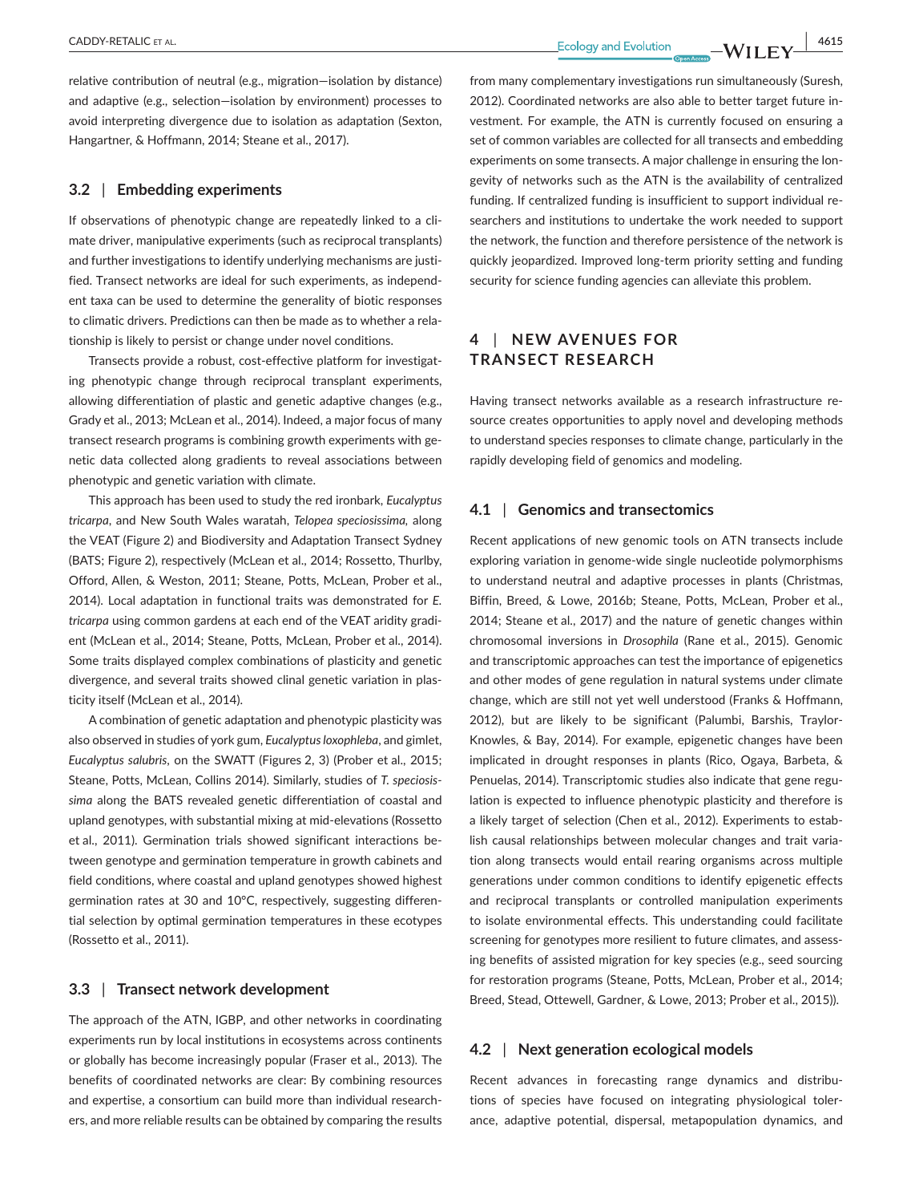relative contribution of neutral (e.g., migration—isolation by distance) and adaptive (e.g., selection—isolation by environment) processes to avoid interpreting divergence due to isolation as adaptation (Sexton, Hangartner, & Hoffmann, 2014; Steane et al., 2017).

### 3.2 | Embedding experiments

If observations of phenotypic change are repeatedly linked to a climate driver, manipulative experiments (such as reciprocal transplants) and further investigations to identify underlying mechanisms are justified. Transect networks are ideal for such experiments, as independent taxa can be used to determine the generality of biotic responses to climatic drivers. Predictions can then be made as to whether a relationship is likely to persist or change under novel conditions.

Transects provide a robust, cost-effective platform for investigating phenotypic change through reciprocal transplant experiments, allowing differentiation of plastic and genetic adaptive changes (e.g., Grady et al., 2013; McLean et al., 2014). Indeed, a major focus of many transect research programs is combining growth experiments with genetic data collected along gradients to reveal associations between phenotypic and genetic variation with climate.

This approach has been used to study the red ironbark, *Eucalyptus tricarpa*, and New South Wales waratah, *Telopea speciosissima*, along the VEAT (Figure 2) and Biodiversity and Adaptation Transect Sydney (BATS; Figure 2), respectively (McLean et al., 2014; Rossetto, Thurlby, Offord, Allen, & Weston, 2011; Steane, Potts, McLean, Prober et al., 2014). Local adaptation in functional traits was demonstrated for *E. tricarpa* using common gardens at each end of the VEAT aridity gradient (McLean et al., 2014; Steane, Potts, McLean, Prober et al., 2014). Some traits displayed complex combinations of plasticity and genetic divergence, and several traits showed clinal genetic variation in plasticity itself (McLean et al., 2014).

A combination of genetic adaptation and phenotypic plasticity was also observed in studies of york gum, *Eucalyptus loxophleba*, and gimlet, *Eucalyptus salubris*, on the SWATT (Figures 2, 3) (Prober et al., 2015; Steane, Potts, McLean, Collins 2014). Similarly, studies of *T. speciosissima* along the BATS revealed genetic differentiation of coastal and upland genotypes, with substantial mixing at mid-elevations (Rossetto et al., 2011). Germination trials showed significant interactions between genotype and germination temperature in growth cabinets and field conditions, where coastal and upland genotypes showed highest germination rates at 30 and 10°C, respectively, suggesting differential selection by optimal germination temperatures in these ecotypes (Rossetto et al., 2011).

### 3.3 | Transect network development

The approach of the ATN, IGBP, and other networks in coordinating experiments run by local institutions in ecosystems across continents or globally has become increasingly popular (Fraser et al., 2013). The benefits of coordinated networks are clear: By combining resources and expertise, a consortium can build more than individual researchers, and more reliable results can be obtained by comparing the results from many complementary investigations run simultaneously (Suresh, 2012). Coordinated networks are also able to better target future investment. For example, the ATN is currently focused on ensuring a set of common variables are collected for all transects and embedding experiments on some transects. A major challenge in ensuring the longevity of networks such as the ATN is the availability of centralized funding. If centralized funding is insufficient to support individual researchers and institutions to undertake the work needed to support the network, the function and therefore persistence of the network is quickly jeopardized. Improved long-term priority setting and funding security for science funding agencies can alleviate this problem.

## 4 | NEW AVENUES FOR TRANSECT RESEARCH

Having transect networks available as a research infrastructure resource creates opportunities to apply novel and developing methods to understand species responses to climate change, particularly in the rapidly developing field of genomics and modeling.

### 4.1 | Genomics and transectomics

Recent applications of new genomic tools on ATN transects include exploring variation in genome-wide single nucleotide polymorphisms to understand neutral and adaptive processes in plants (Christmas, Biffin, Breed, & Lowe, 2016b; Steane, Potts, McLean, Prober et al., 2014; Steane et al., 2017) and the nature of genetic changes within chromosomal inversions in *Drosophila* (Rane et al., 2015). Genomic and transcriptomic approaches can test the importance of epigenetics and other modes of gene regulation in natural systems under climate change, which are still not yet well understood (Franks & Hoffmann, 2012), but are likely to be significant (Palumbi, Barshis, Traylor-Knowles, & Bay, 2014). For example, epigenetic changes have been implicated in drought responses in plants (Rico, Ogaya, Barbeta, & Penuelas, 2014). Transcriptomic studies also indicate that gene regulation is expected to influence phenotypic plasticity and therefore is a likely target of selection (Chen et al., 2012). Experiments to establish causal relationships between molecular changes and trait variation along transects would entail rearing organisms across multiple generations under common conditions to identify epigenetic effects and reciprocal transplants or controlled manipulation experiments to isolate environmental effects. This understanding could facilitate screening for genotypes more resilient to future climates, and assessing benefits of assisted migration for key species (e.g., seed sourcing for restoration programs (Steane, Potts, McLean, Prober et al., 2014; Breed, Stead, Ottewell, Gardner, & Lowe, 2013; Prober et al., 2015)).

### 4.2 | Next generation ecological models

Recent advances in forecasting range dynamics and distributions of species have focused on integrating physiological tolerance, adaptive potential, dispersal, metapopulation dynamics, and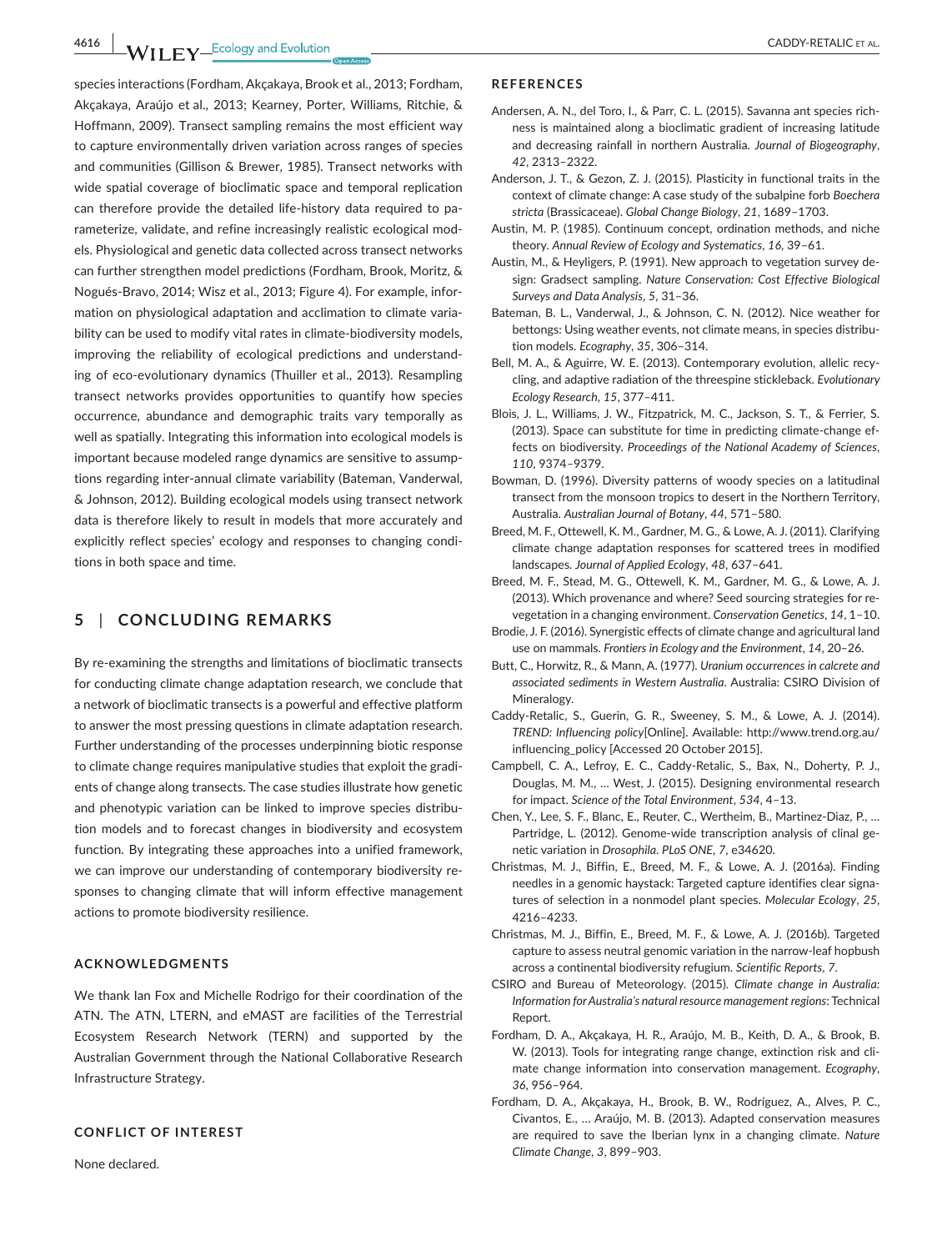species interactions (Fordham, Akçakaya, Brook et al., 2013; Fordham, Akçakaya, Araújo et al., 2013; Kearney, Porter, Williams, Ritchie, & Hoffmann, 2009). Transect sampling remains the most efficient way to capture environmentally driven variation across ranges of species and communities (Gillison & Brewer, 1985). Transect networks with wide spatial coverage of bioclimatic space and temporal replication can therefore provide the detailed life-history data required to parameterize, validate, and refine increasingly realistic ecological models. Physiological and genetic data collected across transect networks can further strengthen model predictions (Fordham, Brook, Moritz, & Nogués-Bravo, 2014; Wisz et al., 2013; Figure 4). For example, information on physiological adaptation and acclimation to climate variability can be used to modify vital rates in climate-biodiversity models, improving the reliability of ecological predictions and understanding of eco-evolutionary dynamics (Thuiller et al., 2013). Resampling transect networks provides opportunities to quantify how species occurrence, abundance and demographic traits vary temporally as well as spatially. Integrating this information into ecological models is important because modeled range dynamics are sensitive to assumptions regarding inter-annual climate variability (Bateman, Vanderwal, & Johnson, 2012). Building ecological models using transect network data is therefore likely to result in models that more accurately and explicitly reflect species' ecology and responses to changing conditions in both space and time.

## 5 | CONCLUDING REMARKS

By re-examining the strengths and limitations of bioclimatic transects for conducting climate change adaptation research, we conclude that a network of bioclimatic transects is a powerful and effective platform to answer the most pressing questions in climate adaptation research. Further understanding of the processes underpinning biotic response to climate change requires manipulative studies that exploit the gradients of change along transects. The case studies illustrate how genetic and phenotypic variation can be linked to improve species distribution models and to forecast changes in biodiversity and ecosystem function. By integrating these approaches into a unified framework, we can improve our understanding of contemporary biodiversity responses to changing climate that will inform effective management actions to promote biodiversity resilience.

### ACKNOWLEDGMENTS

We thank Ian Fox and Michelle Rodrigo for their coordination of the ATN. The ATN, LTERN, and eMAST are facilities of the Terrestrial Ecosystem Research Network (TERN) and supported by the Australian Government through the National Collaborative Research Infrastructure Strategy.

### CONFLICT OF INTEREST

None declared.

### REFERENCES

Andersen, A. N., del Toro, I., & Parr, C. L. (2015). Savanna ant species richness is maintained along a bioclimatic gradient of increasing latitude and decreasing rainfall in northern Australia. *Journal of Biogeography*, *42*, 2313–2322.

Anderson, J. T., & Gezon, Z. J. (2015). Plasticity in functional traits in the context of climate change: A case study of the subalpine forb *Boechera stricta* (Brassicaceae). *Global Change Biology*, *21*, 1689–1703.

Austin, M. P. (1985). Continuum concept, ordination methods, and niche theory. *Annual Review of Ecology and Systematics*, *16*, 39–61.

Austin, M., & Heyligers, P. (1991). New approach to vegetation survey design: Gradsect sampling. *Nature Conservation: Cost Effective Biological Surveys and Data Analysis*, *5*, 31–36.

Bateman, B. L., Vanderwal, J., & Johnson, C. N. (2012). Nice weather for bettongs: Using weather events, not climate means, in species distribution models. *Ecography*, *35*, 306–314.

Bell, M. A., & Aguirre, W. E. (2013). Contemporary evolution, allelic recycling, and adaptive radiation of the threespine stickleback. *Evolutionary Ecology Research*, *15*, 377–411.

Blois, J. L., Williams, J. W., Fitzpatrick, M. C., Jackson, S. T., & Ferrier, S. (2013). Space can substitute for time in predicting climate-change effects on biodiversity. *Proceedings of the National Academy of Sciences*, *110*, 9374–9379.

Bowman, D. (1996). Diversity patterns of woody species on a latitudinal transect from the monsoon tropics to desert in the Northern Territory, Australia. *Australian Journal of Botany*, *44*, 571–580.

Breed, M. F., Ottewell, K. M., Gardner, M. G., & Lowe, A. J. (2011). Clarifying climate change adaptation responses for scattered trees in modified landscapes. *Journal of Applied Ecology*, *48*, 637–641.

Breed, M. F., Stead, M. G., Ottewell, K. M., Gardner, M. G., & Lowe, A. J. (2013). Which provenance and where? Seed sourcing strategies for revegetation in a changing environment. *Conservation Genetics*, *14*, 1–10.

Brodie, J. F. (2016). Synergistic effects of climate change and agricultural land use on mammals. *Frontiers in Ecology and the Environment*, *14*, 20–26.

Butt, C., Horwitz, R., & Mann, A. (1977). *Uranium occurrences in calcrete and associated sediments in Western Australia*. Australia: CSIRO Division of Mineralogy.

Caddy-Retalic, S., Guerin, G. R., Sweeney, S. M., & Lowe, A. J. (2014). *TREND: Influencing policy*[Online]. Available: http://www.trend.org.au/influencing_policy [Accessed 20 October 2015].

Campbell, C. A., Lefroy, E. C., Caddy-Retalic, S., Bax, N., Doherty, P. J., Douglas, M. M., … West, J. (2015). Designing environmental research for impact. *Science of the Total Environment*, *534*, 4–13.

Chen, Y., Lee, S. F., Blanc, E., Reuter, C., Wertheim, B., Martinez-Diaz, P., … Partridge, L. (2012). Genome-wide transcription analysis of clinal genetic variation in *Drosophila*. *PLoS ONE*, *7*, e34620.

Christmas, M. J., Biffin, E., Breed, M. F., & Lowe, A. J. (2016a). Finding needles in a genomic haystack: Targeted capture identifies clear signatures of selection in a nonmodel plant species. *Molecular Ecology*, *25*, 4216–4233.

Christmas, M. J., Biffin, E., Breed, M. F., & Lowe, A. J. (2016b). Targeted capture to assess neutral genomic variation in the narrow-leaf hopbush across a continental biodiversity refugium. *Scientific Reports*, *7*.

CSIRO and Bureau of Meteorology. (2015). *Climate change in Australia: Information for Australia's natural resource management regions*: Technical Report.

Fordham, D. A., Akçakaya, H. R., Araújo, M. B., Keith, D. A., & Brook, B. W. (2013). Tools for integrating range change, extinction risk and climate change information into conservation management. *Ecography*, *36*, 956–964.

Fordham, D. A., Akçakaya, H., Brook, B. W., Rodríguez, A., Alves, P. C., Civantos, E., … Araújo, M. B. (2013). Adapted conservation measures are required to save the Iberian lynx in a changing climate. *Nature Climate Change*, *3*, 899–903.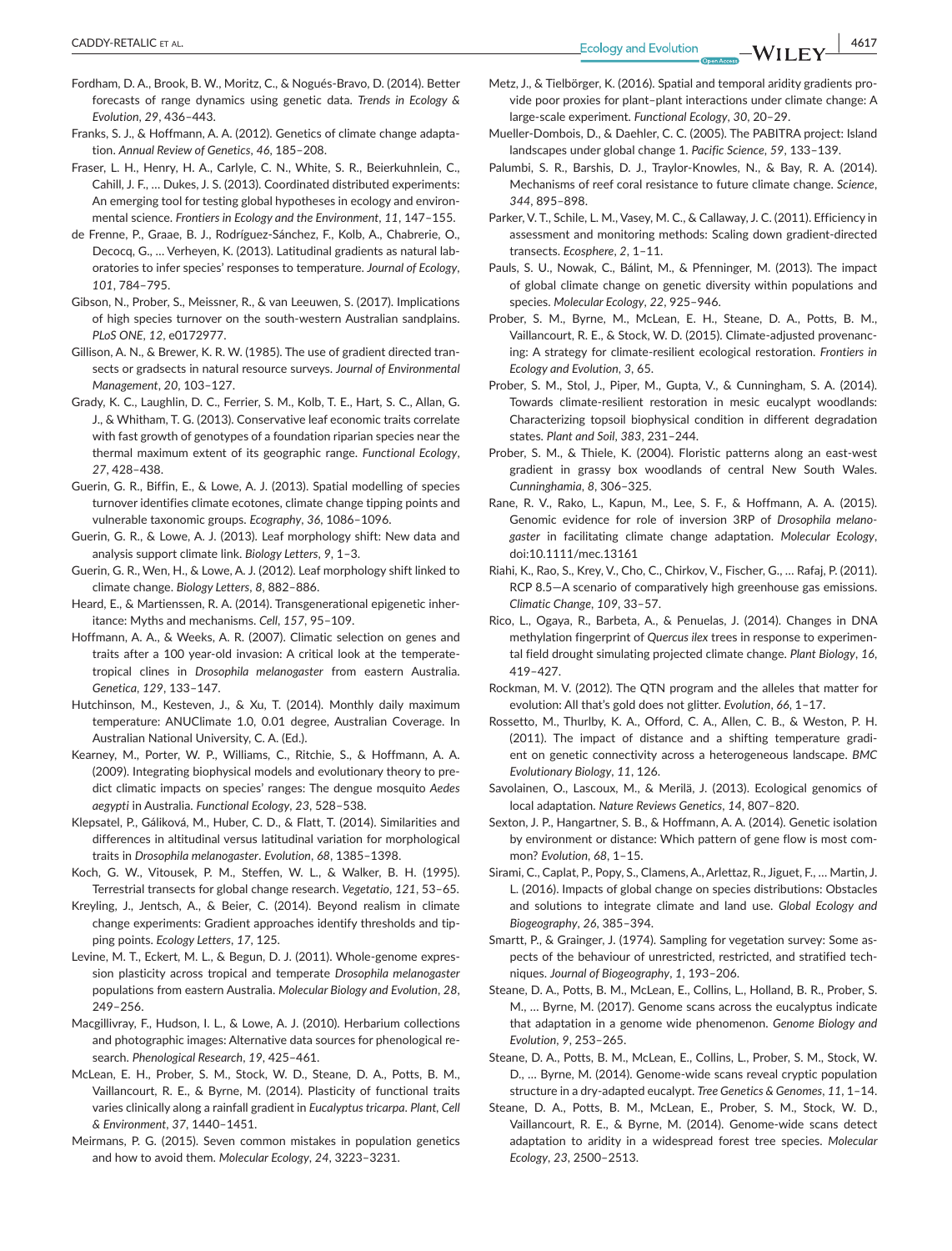Fordham, D. A., Brook, B. W., Moritz, C., & Nogués-Bravo, D. (2014). Better forecasts of range dynamics using genetic data. *Trends in Ecology & Evolution*, *29*, 436–443.

Franks, S. J., & Hoffmann, A. A. (2012). Genetics of climate change adaptation. *Annual Review of Genetics*, *46*, 185–208.

Fraser, L. H., Henry, H. A., Carlyle, C. N., White, S. R., Beierkuhnlein, C., Cahill, J. F., … Dukes, J. S. (2013). Coordinated distributed experiments: An emerging tool for testing global hypotheses in ecology and environmental science. *Frontiers in Ecology and the Environment*, *11*, 147–155.

de Frenne, P., Graae, B. J., Rodríguez-Sánchez, F., Kolb, A., Chabrerie, O., Decocq, G., … Verheyen, K. (2013). Latitudinal gradients as natural laboratories to infer species' responses to temperature. *Journal of Ecology*, *101*, 784–795.

Gibson, N., Prober, S., Meissner, R., & van Leeuwen, S. (2017). Implications of high species turnover on the south-western Australian sandplains. *PLoS ONE*, *12*, e0172977.

Gillison, A. N., & Brewer, K. R. W. (1985). The use of gradient directed transects or gradsects in natural resource surveys. *Journal of Environmental Management*, *20*, 103–127.

Grady, K. C., Laughlin, D. C., Ferrier, S. M., Kolb, T. E., Hart, S. C., Allan, G. J., & Whitham, T. G. (2013). Conservative leaf economic traits correlate with fast growth of genotypes of a foundation riparian species near the thermal maximum extent of its geographic range. *Functional Ecology*, *27*, 428–438.

Guerin, G. R., Biffin, E., & Lowe, A. J. (2013). Spatial modelling of species turnover identifies climate ecotones, climate change tipping points and vulnerable taxonomic groups. *Ecography*, *36*, 1086–1096.

Guerin, G. R., & Lowe, A. J. (2013). Leaf morphology shift: New data and analysis support climate link. *Biology Letters*, *9*, 1–3.

Guerin, G. R., Wen, H., & Lowe, A. J. (2012). Leaf morphology shift linked to climate change. *Biology Letters*, *8*, 882–886.

Heard, E., & Martienssen, R. A. (2014). Transgenerational epigenetic inheritance: Myths and mechanisms. *Cell*, *157*, 95–109.

Hoffmann, A. A., & Weeks, A. R. (2007). Climatic selection on genes and traits after a 100 year-old invasion: A critical look at the temperate-tropical clines in *Drosophila melanogaster* from eastern Australia. *Genetica*, *129*, 133–147.

Hutchinson, M., Kesteven, J., & Xu, T. (2014). Monthly daily maximum temperature: ANUClimate 1.0, 0.01 degree, Australian Coverage. In Australian National University, C. A. (Ed.).

Kearney, M., Porter, W. P., Williams, C., Ritchie, S., & Hoffmann, A. A. (2009). Integrating biophysical models and evolutionary theory to predict climatic impacts on species' ranges: The dengue mosquito *Aedes aegypti* in Australia. *Functional Ecology*, *23*, 528–538.

Klepsatel, P., Gáliková, M., Huber, C. D., & Flatt, T. (2014). Similarities and differences in altitudinal versus latitudinal variation for morphological traits in *Drosophila melanogaster*. *Evolution*, *68*, 1385–1398.

Koch, G. W., Vitousek, P. M., Steffen, W. L., & Walker, B. H. (1995). Terrestrial transects for global change research. *Vegetatio*, *121*, 53–65.

Kreyling, J., Jentsch, A., & Beier, C. (2014). Beyond realism in climate change experiments: Gradient approaches identify thresholds and tipping points. *Ecology Letters*, *17*, 125.

Levine, M. T., Eckert, M. L., & Begun, D. J. (2011). Whole-genome expression plasticity across tropical and temperate *Drosophila melanogaster* populations from eastern Australia. *Molecular Biology and Evolution*, *28*, 249–256.

Macgillivray, F., Hudson, I. L., & Lowe, A. J. (2010). Herbarium collections and photographic images: Alternative data sources for phenological research. *Phenological Research*, *19*, 425–461.

McLean, E. H., Prober, S. M., Stock, W. D., Steane, D. A., Potts, B. M., Vaillancourt, R. E., & Byrne, M. (2014). Plasticity of functional traits varies clinically along a rainfall gradient in *Eucalyptus tricarpa*. *Plant, Cell & Environment*, *37*, 1440–1451.

Meirmans, P. G. (2015). Seven common mistakes in population genetics and how to avoid them. *Molecular Ecology*, *24*, 3223–3231.

Metz, J., & Tielbörger, K. (2016). Spatial and temporal aridity gradients provide poor proxies for plant–plant interactions under climate change: A large-scale experiment. *Functional Ecology*, *30*, 20–29.

Mueller-Dombois, D., & Daehler, C. C. (2005). The PABITRA project: Island landscapes under global change 1. *Pacific Science*, *59*, 133–139.

Palumbi, S. R., Barshis, D. J., Traylor-Knowles, N., & Bay, R. A. (2014). Mechanisms of reef coral resistance to future climate change. *Science*, *344*, 895–898.

Parker, V. T., Schile, L. M., Vasey, M. C., & Callaway, J. C. (2011). Efficiency in assessment and monitoring methods: Scaling down gradient-directed transects. *Ecosphere*, *2*, 1–11.

Pauls, S. U., Nowak, C., Bálint, M., & Pfenninger, M. (2013). The impact of global climate change on genetic diversity within populations and species. *Molecular Ecology*, *22*, 925–946.

Prober, S. M., Byrne, M., McLean, E. H., Steane, D. A., Potts, B. M., Vaillancourt, R. E., & Stock, W. D. (2015). Climate-adjusted provenancing: A strategy for climate-resilient ecological restoration. *Frontiers in Ecology and Evolution*, *3*, 65.

Prober, S. M., Stol, J., Piper, M., Gupta, V., & Cunningham, S. A. (2014). Towards climate-resilient restoration in mesic eucalypt woodlands: Characterizing topsoil biophysical condition in different degradation states. *Plant and Soil*, *383*, 231–244.

Prober, S. M., & Thiele, K. (2004). Floristic patterns along an east-west gradient in grassy box woodlands of central New South Wales. *Cunninghamia*, *8*, 306–325.

Rane, R. V., Rako, L., Kapun, M., Lee, S. F., & Hoffmann, A. A. (2015). Genomic evidence for role of inversion 3RP of *Drosophila melanogaster* in facilitating climate change adaptation. *Molecular Ecology*, doi:10.1111/mec.13161

Riahi, K., Rao, S., Krey, V., Cho, C., Chirkov, V., Fischer, G., … Rafaj, P. (2011). RCP 8.5—A scenario of comparatively high greenhouse gas emissions. *Climatic Change*, *109*, 33–57.

Rico, L., Ogaya, R., Barbeta, A., & Penuelas, J. (2014). Changes in DNA methylation fingerprint of *Quercus ilex* trees in response to experimental field drought simulating projected climate change. *Plant Biology*, *16*, 419–427.

Rockman, M. V. (2012). The QTN program and the alleles that matter for evolution: All that's gold does not glitter. *Evolution*, *66*, 1–17.

Rossetto, M., Thurlby, K. A., Offord, C. A., Allen, C. B., & Weston, P. H. (2011). The impact of distance and a shifting temperature gradient on genetic connectivity across a heterogeneous landscape. *BMC Evolutionary Biology*, *11*, 126.

Savolainen, O., Lascoux, M., & Merilä, J. (2013). Ecological genomics of local adaptation. *Nature Reviews Genetics*, *14*, 807–820.

Sexton, J. P., Hangartner, S. B., & Hoffmann, A. A. (2014). Genetic isolation by environment or distance: Which pattern of gene flow is most common? *Evolution*, *68*, 1–15.

Sirami, C., Caplat, P., Popy, S., Clamens, A., Arlettaz, R., Jiguet, F., … Martin, J. L. (2016). Impacts of global change on species distributions: Obstacles and solutions to integrate climate and land use. *Global Ecology and Biogeography*, *26*, 385–394.

Smartt, P., & Grainger, J. (1974). Sampling for vegetation survey: Some aspects of the behaviour of unrestricted, restricted, and stratified techniques. *Journal of Biogeography*, *1*, 193–206.

Steane, D. A., Potts, B. M., McLean, E., Collins, L., Holland, B. R., Prober, S. M., … Byrne, M. (2017). Genome scans across the eucalyptus indicate that adaptation in a genome wide phenomenon. *Genome Biology and Evolution*, *9*, 253–265.

Steane, D. A., Potts, B. M., McLean, E., Collins, L., Prober, S. M., Stock, W. D., … Byrne, M. (2014). Genome-wide scans reveal cryptic population structure in a dry-adapted eucalypt. *Tree Genetics & Genomes*, *11*, 1–14.

Steane, D. A., Potts, B. M., McLean, E., Prober, S. M., Stock, W. D., Vaillancourt, R. E., & Byrne, M. (2014). Genome-wide scans detect adaptation to aridity in a widespread forest tree species. *Molecular Ecology*, *23*, 2500–2513.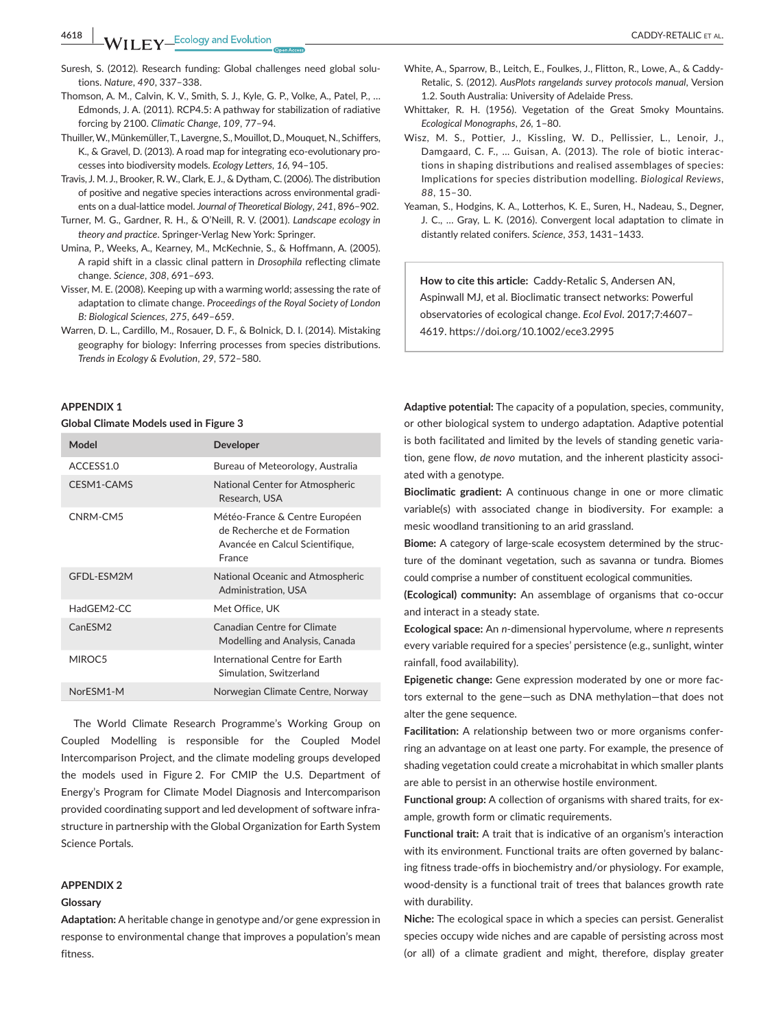Suresh, S. (2012). Research funding: Global challenges need global solutions. *Nature*, *490*, 337–338.

Thomson, A. M., Calvin, K. V., Smith, S. J., Kyle, G. P., Volke, A., Patel, P., … Edmonds, J. A. (2011). RCP4.5: A pathway for stabilization of radiative forcing by 2100. *Climatic Change*, *109*, 77–94.

Thuiller, W., Münkemüller, T., Lavergne, S., Mouillot, D., Mouquet, N., Schiffers, K., & Gravel, D. (2013). A road map for integrating eco-evolutionary processes into biodiversity models. *Ecology Letters*, *16*, 94–105.

Travis, J. M. J., Brooker, R. W., Clark, E. J., & Dytham, C. (2006). The distribution of positive and negative species interactions across environmental gradients on a dual-lattice model. *Journal of Theoretical Biology*, *241*, 896–902.

Turner, M. G., Gardner, R. H., & O'Neill, R. V. (2001). *Landscape ecology in theory and practice*. Springer-Verlag New York: Springer.

Umina, P., Weeks, A., Kearney, M., McKechnie, S., & Hoffmann, A. (2005). A rapid shift in a classic clinal pattern in *Drosophila* reflecting climate change. *Science*, *308*, 691–693.

Visser, M. E. (2008). Keeping up with a warming world; assessing the rate of adaptation to climate change. *Proceedings of the Royal Society of London B: Biological Sciences*, *275*, 649–659.

Warren, D. L., Cardillo, M., Rosauer, D. F., & Bolnick, D. I. (2014). Mistaking geography for biology: Inferring processes from species distributions. *Trends in Ecology & Evolution*, *29*, 572–580.

White, A., Sparrow, B., Leitch, E., Foulkes, J., Flitton, R., Lowe, A., & Caddy-Retalic, S. (2012). *AusPlots rangelands survey protocols manual*, Version 1.2. South Australia: University of Adelaide Press.

Whittaker, R. H. (1956). Vegetation of the Great Smoky Mountains. *Ecological Monographs*, *26*, 1–80.

Wisz, M. S., Pottier, J., Kissling, W. D., Pellissier, L., Lenoir, J., Damgaard, C. F., … Guisan, A. (2013). The role of biotic interactions in shaping distributions and realised assemblages of species: Implications for species distribution modelling. *Biological Reviews*, *88*, 15–30.

Yeaman, S., Hodgins, K. A., Lotterhos, K. E., Suren, H., Nadeau, S., Degner, J. C., … Gray, L. K. (2016). Convergent local adaptation to climate in distantly related conifers. *Science*, *353*, 1431–1433.

**How to cite this article:** Caddy-Retalic S, Andersen AN, Aspinwall MJ, et al. Bioclimatic transect networks: Powerful observatories of ecological change. *Ecol Evol*. 2017;7:4607–4619. https://doi.org/10.1002/ece3.2995

## APPENDIX 1

### Global Climate Models used in Figure 3

| Model | Developer |
|---|---|
| ACCESS1.0 | Bureau of Meteorology, Australia |
| CESM1-CAMS | National Center for Atmospheric Research, USA |
| CNRM-CM5 | Météo-France & Centre Européen de Recherche et de Formation Avancée en Calcul Scientifique, France |
| GFDL-ESM2M | National Oceanic and Atmospheric Administration, USA |
| HadGEM2-CC | Met Office, UK |
| CanESM2 | Canadian Centre for Climate Modelling and Analysis, Canada |
| MIROC5 | International Centre for Earth Simulation, Switzerland |
| NorESM1-M | Norwegian Climate Centre, Norway |

The World Climate Research Programme's Working Group on Coupled Modelling is responsible for the Coupled Model Intercomparison Project, and the climate modeling groups developed the models used in Figure 2. For CMIP the U.S. Department of Energy's Program for Climate Model Diagnosis and Intercomparison provided coordinating support and led development of software infrastructure in partnership with the Global Organization for Earth System Science Portals.

## APPENDIX 2

### Glossary

**Adaptation:** A heritable change in genotype and/or gene expression in response to environmental change that improves a population's mean fitness.

**Adaptive potential:** The capacity of a population, species, community, or other biological system to undergo adaptation. Adaptive potential is both facilitated and limited by the levels of standing genetic variation, gene flow, *de novo* mutation, and the inherent plasticity associated with a genotype.

**Bioclimatic gradient:** A continuous change in one or more climatic variable(s) with associated change in biodiversity. For example: a mesic woodland transitioning to an arid grassland.

**Biome:** A category of large-scale ecosystem determined by the structure of the dominant vegetation, such as savanna or tundra. Biomes could comprise a number of constituent ecological communities.

**(Ecological) community:** An assemblage of organisms that co-occur and interact in a steady state.

**Ecological space:** An *n*-dimensional hypervolume, where *n* represents every variable required for a species' persistence (e.g., sunlight, winter rainfall, food availability).

**Epigenetic change:** Gene expression moderated by one or more factors external to the gene—such as DNA methylation—that does not alter the gene sequence.

**Facilitation:** A relationship between two or more organisms conferring an advantage on at least one party. For example, the presence of shading vegetation could create a microhabitat in which smaller plants are able to persist in an otherwise hostile environment.

**Functional group:** A collection of organisms with shared traits, for example, growth form or climatic requirements.

**Functional trait:** A trait that is indicative of an organism's interaction with its environment. Functional traits are often governed by balancing fitness trade-offs in biochemistry and/or physiology. For example, wood-density is a functional trait of trees that balances growth rate with durability.

**Niche:** The ecological space in which a species can persist. Generalist species occupy wide niches and are capable of persisting across most (or all) of a climate gradient and might, therefore, display greater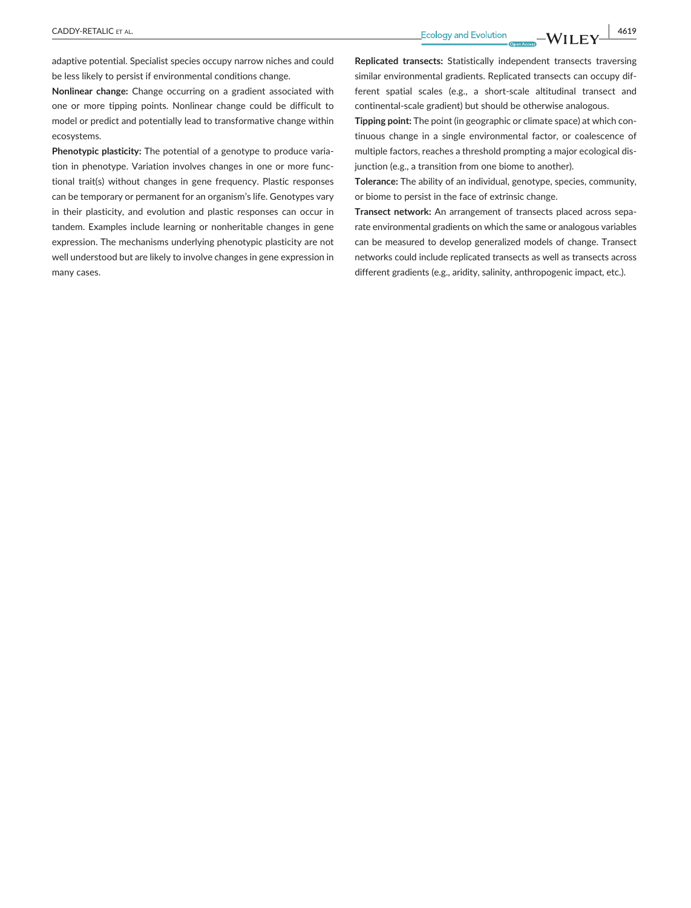adaptive potential. Specialist species occupy narrow niches and could be less likely to persist if environmental conditions change.

**Nonlinear change:** Change occurring on a gradient associated with one or more tipping points. Nonlinear change could be difficult to model or predict and potentially lead to transformative change within ecosystems.

**Phenotypic plasticity:** The potential of a genotype to produce variation in phenotype. Variation involves changes in one or more functional trait(s) without changes in gene frequency. Plastic responses can be temporary or permanent for an organism's life. Genotypes vary in their plasticity, and evolution and plastic responses can occur in tandem. Examples include learning or nonheritable changes in gene expression. The mechanisms underlying phenotypic plasticity are not well understood but are likely to involve changes in gene expression in many cases.

**Replicated transects:** Statistically independent transects traversing similar environmental gradients. Replicated transects can occupy different spatial scales (e.g., a short-scale altitudinal transect and continental-scale gradient) but should be otherwise analogous.

**Tipping point:** The point (in geographic or climate space) at which continuous change in a single environmental factor, or coalescence of multiple factors, reaches a threshold prompting a major ecological disjunction (e.g., a transition from one biome to another).

**Tolerance:** The ability of an individual, genotype, species, community, or biome to persist in the face of extrinsic change.

**Transect network:** An arrangement of transects placed across separate environmental gradients on which the same or analogous variables can be measured to develop generalized models of change. Transect networks could include replicated transects as well as transects across different gradients (e.g., aridity, salinity, anthropogenic impact, etc.).